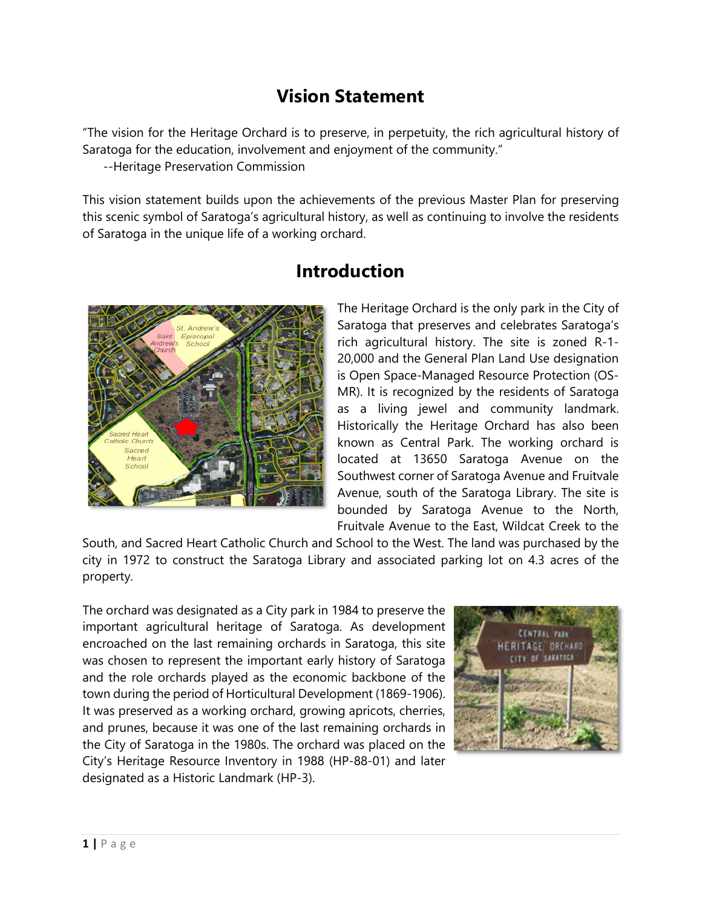## Vision Statement

"The vision for the Heritage Orchard is to preserve, in perpetuity, the rich agricultural history of Saratoga for the education, involvement and enjoyment of the community."

--Heritage Preservation Commission

This vision statement builds upon the achievements of the previous Master Plan for preserving this scenic symbol of Saratoga's agricultural history, as well as continuing to involve the residents of Saratoga in the unique life of a working orchard.

## Introduction

The Heritage Orchard is the only park in the City of Saratoga that preserves and celebrates Saratoga's rich agricultural history. The site is zoned R-1-20,000 and the General Plan Land Use designation is Open Space-Managed Resource Protection (OS-MR). It is recognized by the residents of Saratoga as a living jewel and community landmark. Historically the Heritage Orchard has also been known as Central Park. The working orchard is located at 13650 Saratoga Avenue on the Southwest corner of Saratoga Avenue and Fruitvale Avenue, south of the Saratoga Library. The site is bounded by Saratoga Avenue to the North, Fruitvale Avenue to the East, Wildcat Creek to the South, and Sacred Heart Catholic Church and School to the West. The land was purchased by the city in 1972 to construct the Saratoga Library and associated parking lot on 4.3 acres of the property.

The orchard was designated as a City park in 1984 to preserve the important agricultural heritage of Saratoga. As development encroached on the last remaining orchards in Saratoga, this site was chosen to represent the important early history of Saratoga and the role orchards played as the economic backbone of the town during the period of Horticultural Development (1869-1906). It was preserved as a working orchard, growing apricots, cherries, and prunes, because it was one of the last remaining orchards in the City of Saratoga in the 1980s. The orchard was placed on the City's Heritage Resource Inventory in 1988 (HP-88-01) and later designated as a Historic Landmark (HP-3).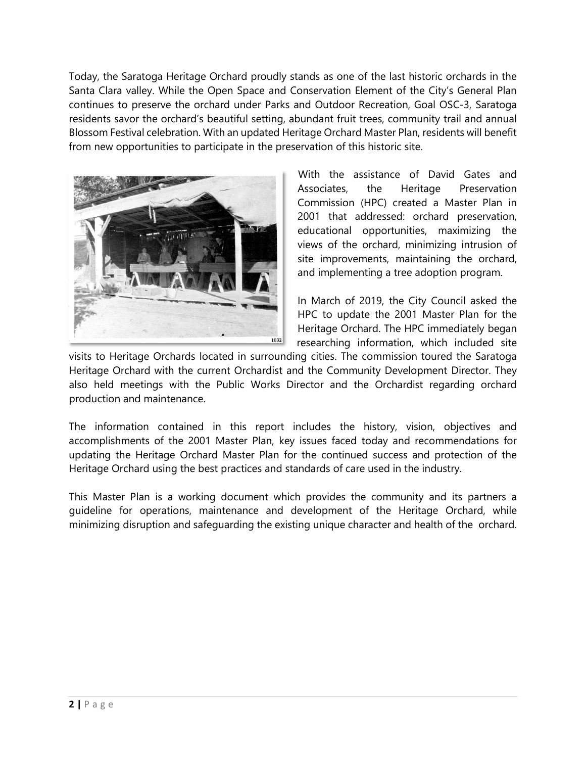Today, the Saratoga Heritage Orchard proudly stands as one of the last historic orchards in the Santa Clara valley. While the Open Space and Conservation Element of the City's General Plan continues to preserve the orchard under Parks and Outdoor Recreation, Goal OSC-3, Saratoga residents savor the orchard's beautiful setting, abundant fruit trees, community trail and annual Blossom Festival celebration. With an updated Heritage Orchard Master Plan, residents will benefit from new opportunities to participate in the preservation of this historic site.

With the assistance of David Gates and Associates, the Heritage Preservation Commission (HPC) created a Master Plan in 2001 that addressed: orchard preservation, educational opportunities, maximizing the views of the orchard, minimizing intrusion of site improvements, maintaining the orchard, and implementing a tree adoption program.

In March of 2019, the City Council asked the HPC to update the 2001 Master Plan for the Heritage Orchard. The HPC immediately began researching information, which included site visits to Heritage Orchards located in surrounding cities. The commission toured the Saratoga Heritage Orchard with the current Orchardist and the Community Development Director. They also held meetings with the Public Works Director and the Orchardist regarding orchard production and maintenance.

The information contained in this report includes the history, vision, objectives and accomplishments of the 2001 Master Plan, key issues faced today and recommendations for updating the Heritage Orchard Master Plan for the continued success and protection of the Heritage Orchard using the best practices and standards of care used in the industry.

This Master Plan is a working document which provides the community and its partners a guideline for operations, maintenance and development of the Heritage Orchard, while minimizing disruption and safeguarding the existing unique character and health of the orchard.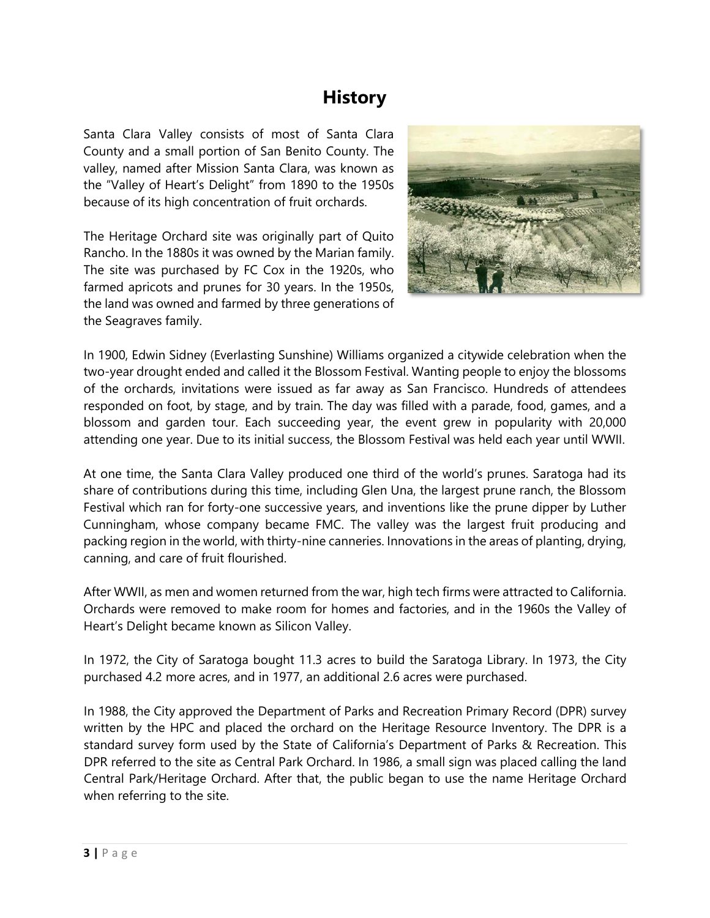# History

Santa Clara Valley consists of most of Santa Clara County and a small portion of San Benito County. The valley, named after Mission Santa Clara, was known as the "Valley of Heart's Delight" from 1890 to the 1950s because of its high concentration of fruit orchards.

The Heritage Orchard site was originally part of Quito Rancho. In the 1880s it was owned by the Marian family. The site was purchased by FC Cox in the 1920s, who farmed apricots and prunes for 30 years. In the 1950s, the land was owned and farmed by three generations of the Seagraves family.

In 1900, Edwin Sidney (Everlasting Sunshine) Williams organized a citywide celebration when the two-year drought ended and called it the Blossom Festival. Wanting people to enjoy the blossoms of the orchards, invitations were issued as far away as San Francisco. Hundreds of attendees responded on foot, by stage, and by train. The day was filled with a parade, food, games, and a blossom and garden tour. Each succeeding year, the event grew in popularity with 20,000 attending one year. Due to its initial success, the Blossom Festival was held each year until WWII.

At one time, the Santa Clara Valley produced one third of the world's prunes. Saratoga had its share of contributions during this time, including Glen Una, the largest prune ranch, the Blossom Festival which ran for forty-one successive years, and inventions like the prune dipper by Luther Cunningham, whose company became FMC. The valley was the largest fruit producing and packing region in the world, with thirty-nine canneries. Innovations in the areas of planting, drying, canning, and care of fruit flourished.

After WWII, as men and women returned from the war, high tech firms were attracted to California. Orchards were removed to make room for homes and factories, and in the 1960s the Valley of Heart's Delight became known as Silicon Valley.

In 1972, the City of Saratoga bought 11.3 acres to build the Saratoga Library. In 1973, the City purchased 4.2 more acres, and in 1977, an additional 2.6 acres were purchased.

In 1988, the City approved the Department of Parks and Recreation Primary Record (DPR) survey written by the HPC and placed the orchard on the Heritage Resource Inventory. The DPR is a standard survey form used by the State of California's Department of Parks & Recreation. This DPR referred to the site as Central Park Orchard. In 1986, a small sign was placed calling the land Central Park/Heritage Orchard. After that, the public began to use the name Heritage Orchard when referring to the site.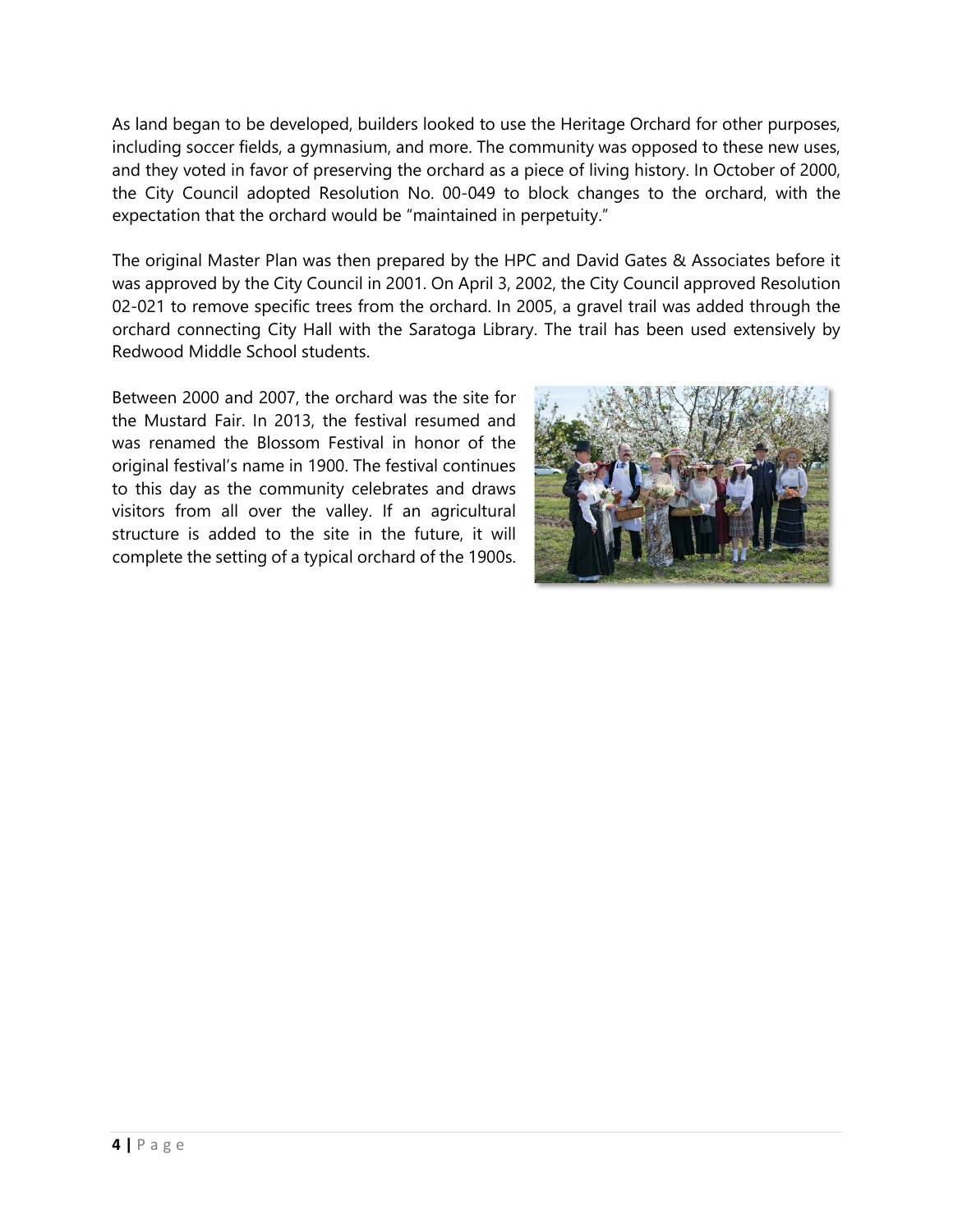As land began to be developed, builders looked to use the Heritage Orchard for other purposes, including soccer fields, a gymnasium, and more. The community was opposed to these new uses, and they voted in favor of preserving the orchard as a piece of living history. In October of 2000, the City Council adopted Resolution No. 00-049 to block changes to the orchard, with the expectation that the orchard would be "maintained in perpetuity."

The original Master Plan was then prepared by the HPC and David Gates & Associates before it was approved by the City Council in 2001. On April 3, 2002, the City Council approved Resolution 02-021 to remove specific trees from the orchard. In 2005, a gravel trail was added through the orchard connecting City Hall with the Saratoga Library. The trail has been used extensively by Redwood Middle School students.

Between 2000 and 2007, the orchard was the site for the Mustard Fair. In 2013, the festival resumed and was renamed the Blossom Festival in honor of the original festival's name in 1900. The festival continues to this day as the community celebrates and draws visitors from all over the valley. If an agricultural structure is added to the site in the future, it will complete the setting of a typical orchard of the 1900s.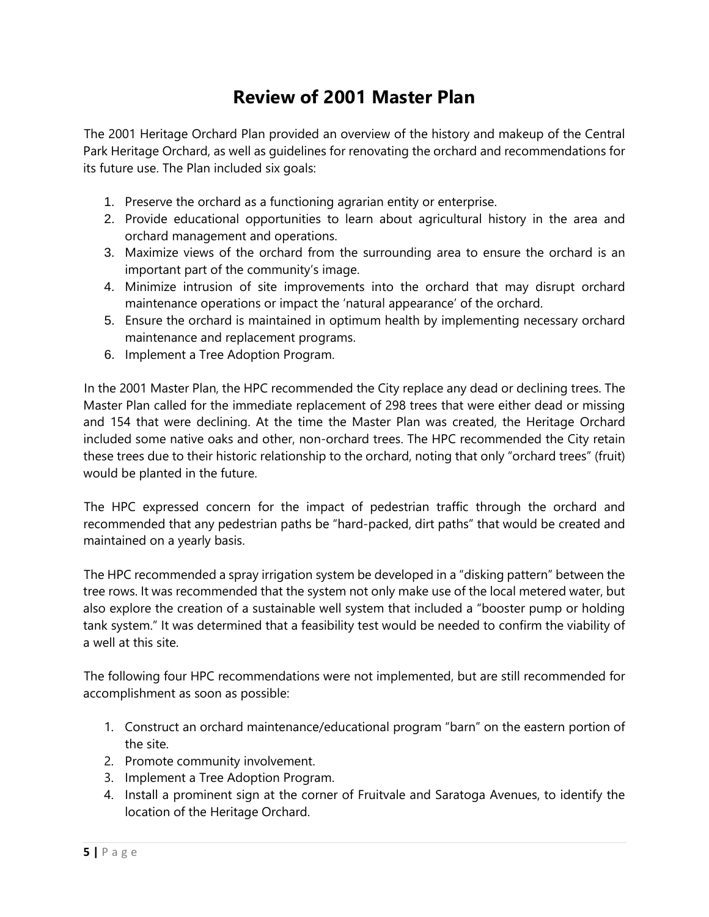# Review of 2001 Master Plan

The 2001 Heritage Orchard Plan provided an overview of the history and makeup of the Central Park Heritage Orchard, as well as guidelines for renovating the orchard and recommendations for its future use. The Plan included six goals:

1. Preserve the orchard as a functioning agrarian entity or enterprise.
2. Provide educational opportunities to learn about agricultural history in the area and orchard management and operations.
3. Maximize views of the orchard from the surrounding area to ensure the orchard is an important part of the community's image.
4. Minimize intrusion of site improvements into the orchard that may disrupt orchard maintenance operations or impact the 'natural appearance' of the orchard.
5. Ensure the orchard is maintained in optimum health by implementing necessary orchard maintenance and replacement programs.
6. Implement a Tree Adoption Program.

In the 2001 Master Plan, the HPC recommended the City replace any dead or declining trees. The Master Plan called for the immediate replacement of 298 trees that were either dead or missing and 154 that were declining. At the time the Master Plan was created, the Heritage Orchard included some native oaks and other, non-orchard trees. The HPC recommended the City retain these trees due to their historic relationship to the orchard, noting that only "orchard trees" (fruit) would be planted in the future.

The HPC expressed concern for the impact of pedestrian traffic through the orchard and recommended that any pedestrian paths be "hard-packed, dirt paths" that would be created and maintained on a yearly basis.

The HPC recommended a spray irrigation system be developed in a "disking pattern" between the tree rows. It was recommended that the system not only make use of the local metered water, but also explore the creation of a sustainable well system that included a "booster pump or holding tank system." It was determined that a feasibility test would be needed to confirm the viability of a well at this site.

The following four HPC recommendations were not implemented, but are still recommended for accomplishment as soon as possible:

1. Construct an orchard maintenance/educational program "barn" on the eastern portion of the site.
2. Promote community involvement.
3. Implement a Tree Adoption Program.
4. Install a prominent sign at the corner of Fruitvale and Saratoga Avenues, to identify the location of the Heritage Orchard.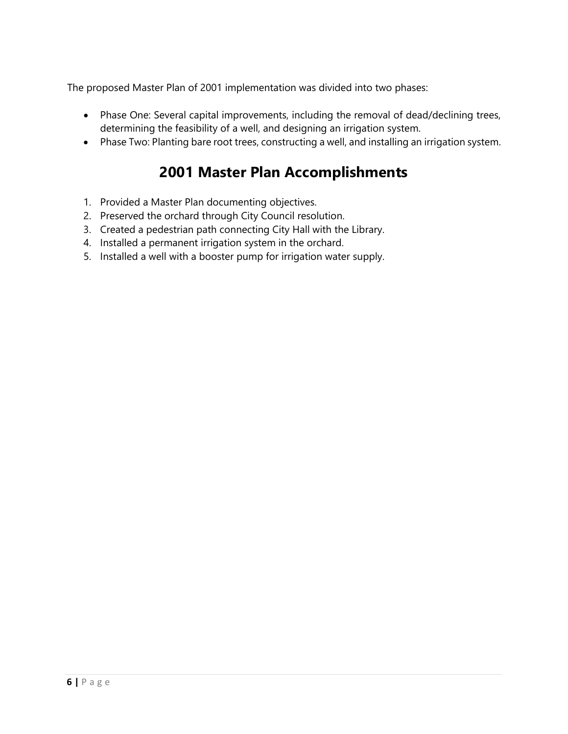The proposed Master Plan of 2001 implementation was divided into two phases:

- Phase One: Several capital improvements, including the removal of dead/declining trees, determining the feasibility of a well, and designing an irrigation system.
- Phase Two: Planting bare root trees, constructing a well, and installing an irrigation system.

## 2001 Master Plan Accomplishments

1. Provided a Master Plan documenting objectives.
2. Preserved the orchard through City Council resolution.
3. Created a pedestrian path connecting City Hall with the Library.
4. Installed a permanent irrigation system in the orchard.
5. Installed a well with a booster pump for irrigation water supply.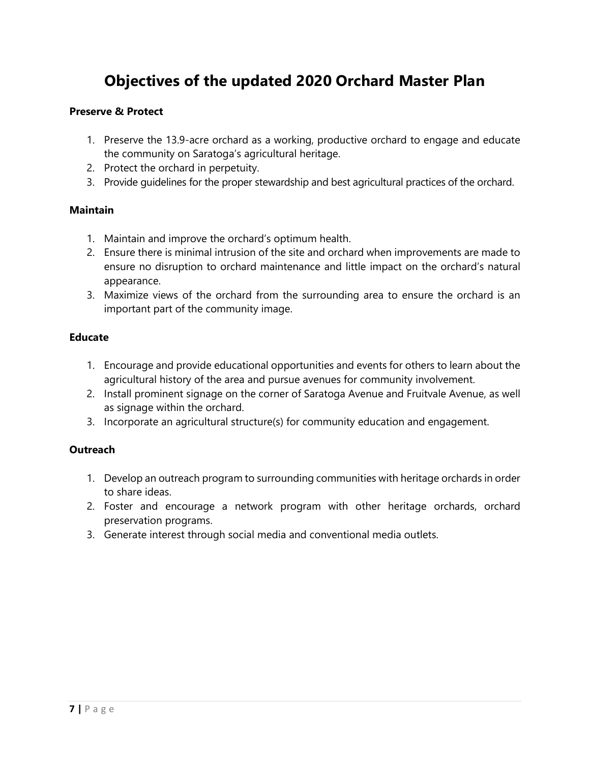# Objectives of the updated 2020 Orchard Master Plan

**Preserve & Protect**

1. Preserve the 13.9-acre orchard as a working, productive orchard to engage and educate the community on Saratoga's agricultural heritage.
2. Protect the orchard in perpetuity.
3. Provide guidelines for the proper stewardship and best agricultural practices of the orchard.

**Maintain**

1. Maintain and improve the orchard's optimum health.
2. Ensure there is minimal intrusion of the site and orchard when improvements are made to ensure no disruption to orchard maintenance and little impact on the orchard's natural appearance.
3. Maximize views of the orchard from the surrounding area to ensure the orchard is an important part of the community image.

**Educate**

1. Encourage and provide educational opportunities and events for others to learn about the agricultural history of the area and pursue avenues for community involvement.
2. Install prominent signage on the corner of Saratoga Avenue and Fruitvale Avenue, as well as signage within the orchard.
3. Incorporate an agricultural structure(s) for community education and engagement.

**Outreach**

1. Develop an outreach program to surrounding communities with heritage orchards in order to share ideas.
2. Foster and encourage a network program with other heritage orchards, orchard preservation programs.
3. Generate interest through social media and conventional media outlets.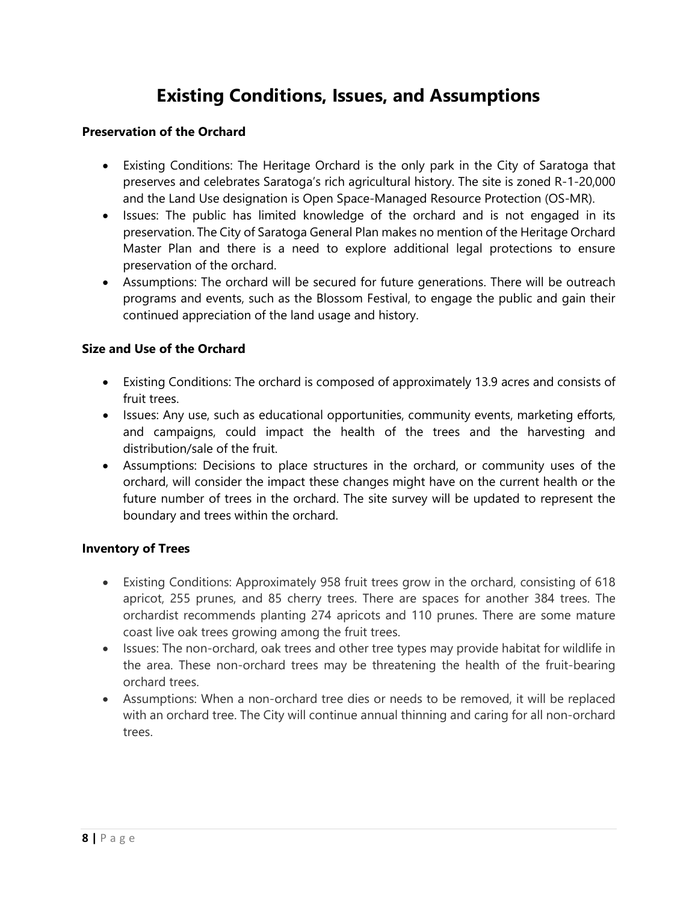# Existing Conditions, Issues, and Assumptions

**Preservation of the Orchard**

- Existing Conditions: The Heritage Orchard is the only park in the City of Saratoga that preserves and celebrates Saratoga's rich agricultural history. The site is zoned R-1-20,000 and the Land Use designation is Open Space-Managed Resource Protection (OS-MR).
- Issues: The public has limited knowledge of the orchard and is not engaged in its preservation. The City of Saratoga General Plan makes no mention of the Heritage Orchard Master Plan and there is a need to explore additional legal protections to ensure preservation of the orchard.
- Assumptions: The orchard will be secured for future generations. There will be outreach programs and events, such as the Blossom Festival, to engage the public and gain their continued appreciation of the land usage and history.

**Size and Use of the Orchard**

- Existing Conditions: The orchard is composed of approximately 13.9 acres and consists of fruit trees.
- Issues: Any use, such as educational opportunities, community events, marketing efforts, and campaigns, could impact the health of the trees and the harvesting and distribution/sale of the fruit.
- Assumptions: Decisions to place structures in the orchard, or community uses of the orchard, will consider the impact these changes might have on the current health or the future number of trees in the orchard. The site survey will be updated to represent the boundary and trees within the orchard.

**Inventory of Trees**

- Existing Conditions: Approximately 958 fruit trees grow in the orchard, consisting of 618 apricot, 255 prunes, and 85 cherry trees. There are spaces for another 384 trees. The orchardist recommends planting 274 apricots and 110 prunes. There are some mature coast live oak trees growing among the fruit trees.
- Issues: The non-orchard, oak trees and other tree types may provide habitat for wildlife in the area. These non-orchard trees may be threatening the health of the fruit-bearing orchard trees.
- Assumptions: When a non-orchard tree dies or needs to be removed, it will be replaced with an orchard tree. The City will continue annual thinning and caring for all non-orchard trees.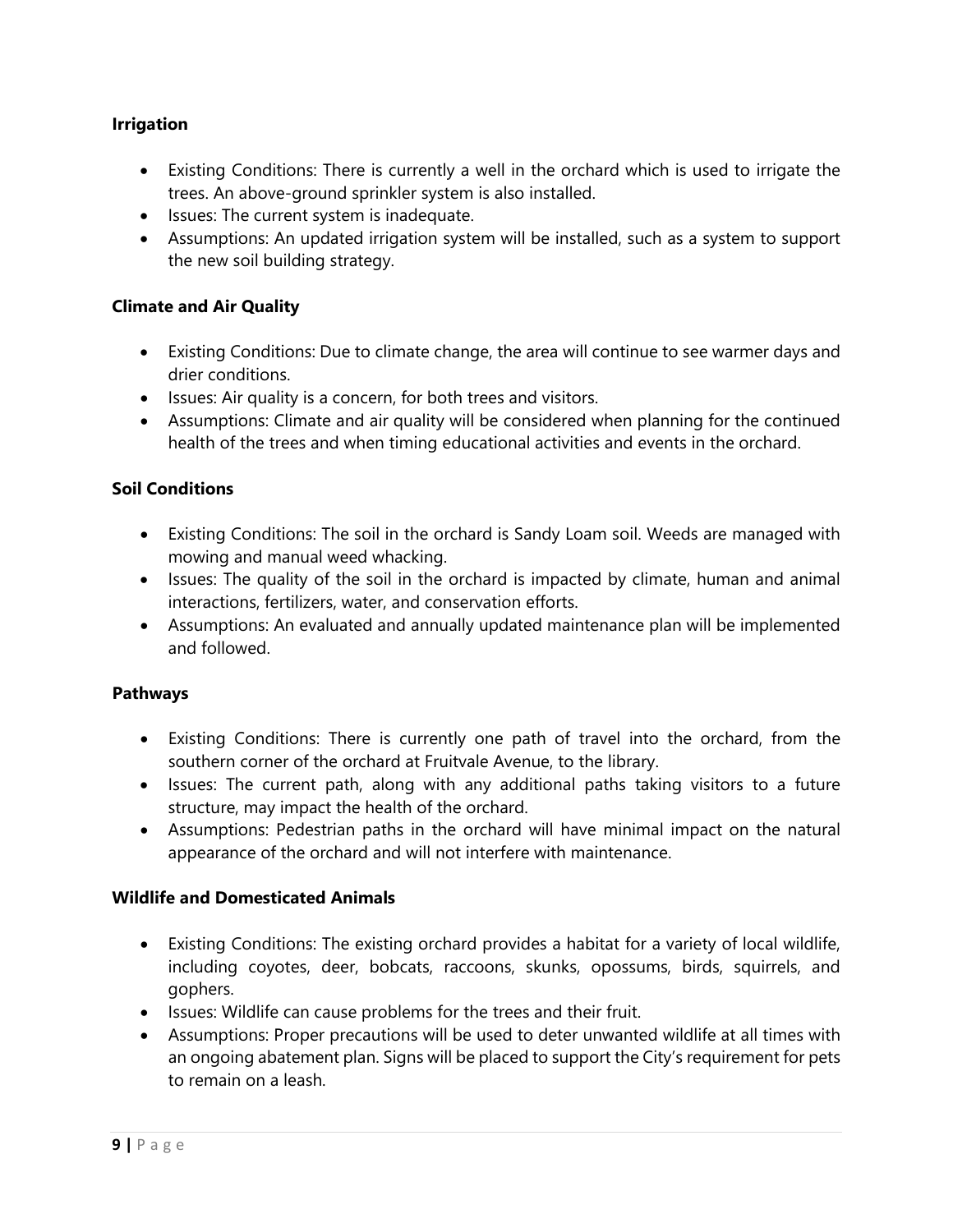**Irrigation**

- Existing Conditions: There is currently a well in the orchard which is used to irrigate the trees. An above-ground sprinkler system is also installed.
- Issues: The current system is inadequate.
- Assumptions: An updated irrigation system will be installed, such as a system to support the new soil building strategy.

**Climate and Air Quality**

- Existing Conditions: Due to climate change, the area will continue to see warmer days and drier conditions.
- Issues: Air quality is a concern, for both trees and visitors.
- Assumptions: Climate and air quality will be considered when planning for the continued health of the trees and when timing educational activities and events in the orchard.

**Soil Conditions**

- Existing Conditions: The soil in the orchard is Sandy Loam soil. Weeds are managed with mowing and manual weed whacking.
- Issues: The quality of the soil in the orchard is impacted by climate, human and animal interactions, fertilizers, water, and conservation efforts.
- Assumptions: An evaluated and annually updated maintenance plan will be implemented and followed.

**Pathways**

- Existing Conditions: There is currently one path of travel into the orchard, from the southern corner of the orchard at Fruitvale Avenue, to the library.
- Issues: The current path, along with any additional paths taking visitors to a future structure, may impact the health of the orchard.
- Assumptions: Pedestrian paths in the orchard will have minimal impact on the natural appearance of the orchard and will not interfere with maintenance.

**Wildlife and Domesticated Animals**

- Existing Conditions: The existing orchard provides a habitat for a variety of local wildlife, including coyotes, deer, bobcats, raccoons, skunks, opossums, birds, squirrels, and gophers.
- Issues: Wildlife can cause problems for the trees and their fruit.
- Assumptions: Proper precautions will be used to deter unwanted wildlife at all times with an ongoing abatement plan. Signs will be placed to support the City's requirement for pets to remain on a leash.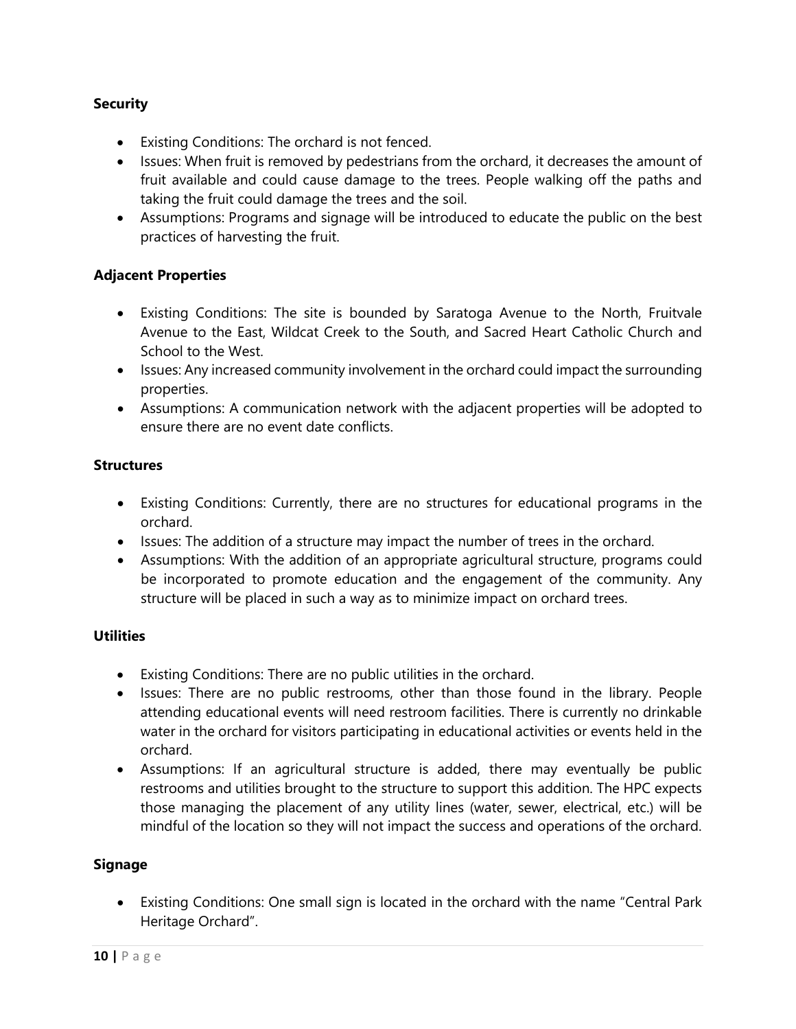**Security**

- Existing Conditions: The orchard is not fenced.
- Issues: When fruit is removed by pedestrians from the orchard, it decreases the amount of fruit available and could cause damage to the trees. People walking off the paths and taking the fruit could damage the trees and the soil.
- Assumptions: Programs and signage will be introduced to educate the public on the best practices of harvesting the fruit.

**Adjacent Properties**

- Existing Conditions: The site is bounded by Saratoga Avenue to the North, Fruitvale Avenue to the East, Wildcat Creek to the South, and Sacred Heart Catholic Church and School to the West.
- Issues: Any increased community involvement in the orchard could impact the surrounding properties.
- Assumptions: A communication network with the adjacent properties will be adopted to ensure there are no event date conflicts.

**Structures**

- Existing Conditions: Currently, there are no structures for educational programs in the orchard.
- Issues: The addition of a structure may impact the number of trees in the orchard.
- Assumptions: With the addition of an appropriate agricultural structure, programs could be incorporated to promote education and the engagement of the community. Any structure will be placed in such a way as to minimize impact on orchard trees.

**Utilities**

- Existing Conditions: There are no public utilities in the orchard.
- Issues: There are no public restrooms, other than those found in the library. People attending educational events will need restroom facilities. There is currently no drinkable water in the orchard for visitors participating in educational activities or events held in the orchard.
- Assumptions: If an agricultural structure is added, there may eventually be public restrooms and utilities brought to the structure to support this addition. The HPC expects those managing the placement of any utility lines (water, sewer, electrical, etc.) will be mindful of the location so they will not impact the success and operations of the orchard.

**Signage**

- Existing Conditions: One small sign is located in the orchard with the name "Central Park Heritage Orchard".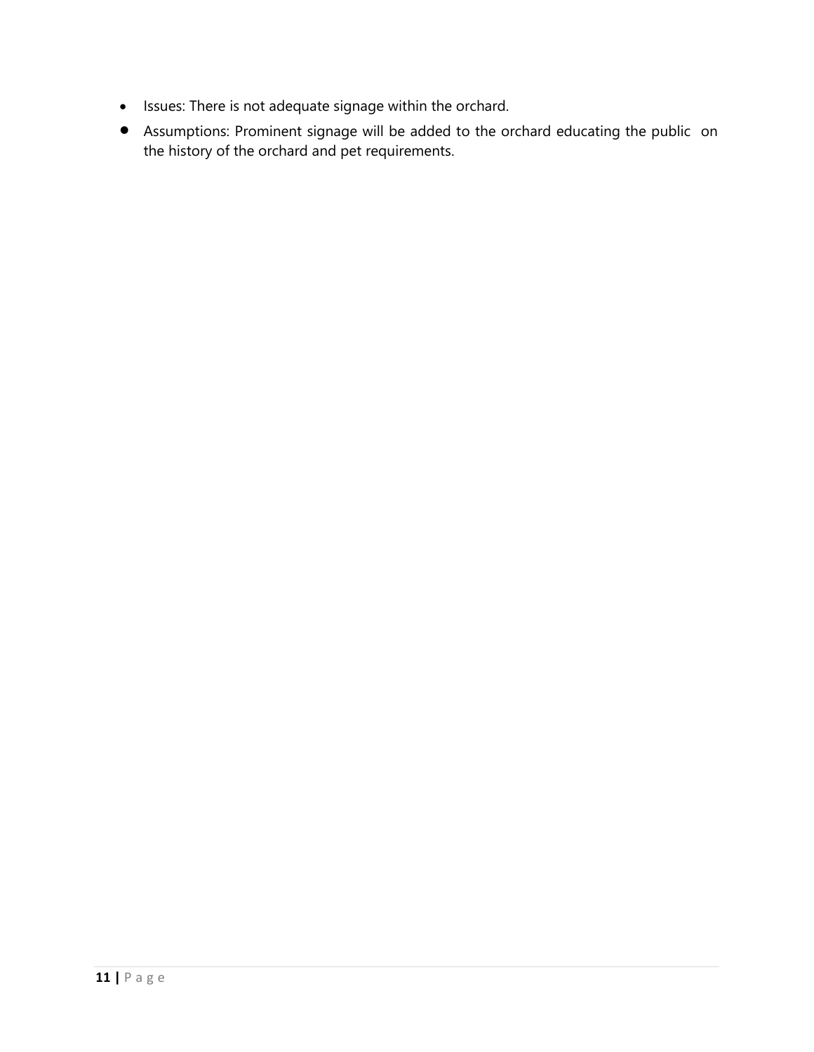- Issues: There is not adequate signage within the orchard.
- Assumptions: Prominent signage will be added to the orchard educating the public on the history of the orchard and pet requirements.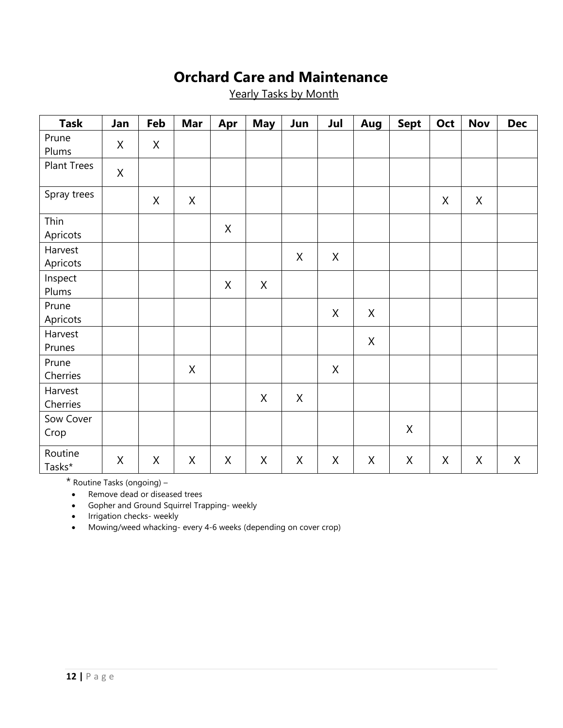# Orchard Care and Maintenance

<u>Yearly Tasks by Month</u>

| Task | Jan | Feb | Mar | Apr | May | Jun | Jul | Aug | Sept | Oct | Nov | Dec |
|---|---|---|---|---|---|---|---|---|---|---|---|---|
| Prune Plums | X | X | | | | | | | | | | |
| Plant Trees | X | | | | | | | | | | | |
| Spray trees | | X | X | | | | | | | X | X | |
| Thin Apricots | | | | X | | | | | | | | |
| Harvest Apricots | | | | | | X | X | | | | | |
| Inspect Plums | | | | X | X | | | | | | | |
| Prune Apricots | | | | | | | X | X | | | | |
| Harvest Prunes | | | | | | | | X | | | | |
| Prune Cherries | | | X | | | | X | | | | | |
| Harvest Cherries | | | | | X | X | | | | | | |
| Sow Cover Crop | | | | | | | | | X | | | |
| Routine Tasks* | X | X | X | X | X | X | X | X | X | X | X | X |

* Routine Tasks (ongoing) –

- Remove dead or diseased trees
- Gopher and Ground Squirrel Trapping- weekly
- Irrigation checks- weekly
- Mowing/weed whacking- every 4-6 weeks (depending on cover crop)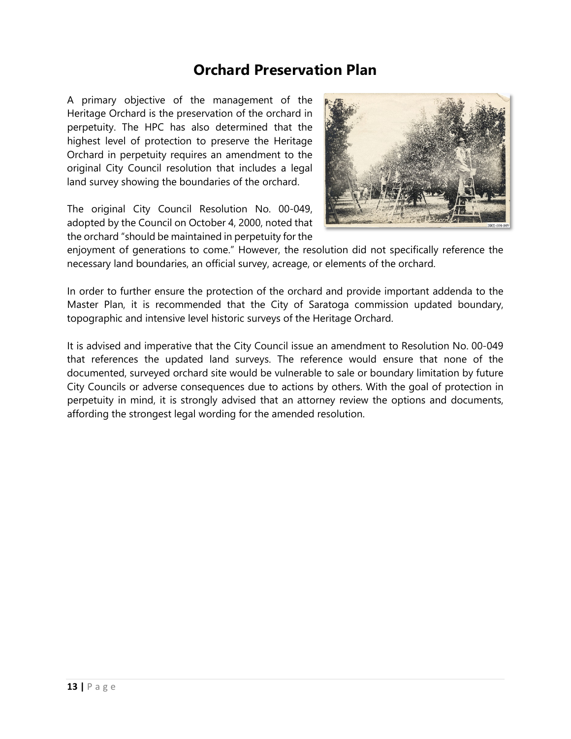# Orchard Preservation Plan

A primary objective of the management of the Heritage Orchard is the preservation of the orchard in perpetuity. The HPC has also determined that the highest level of protection to preserve the Heritage Orchard in perpetuity requires an amendment to the original City Council resolution that includes a legal land survey showing the boundaries of the orchard.

The original City Council Resolution No. 00-049, adopted by the Council on October 4, 2000, noted that the orchard "should be maintained in perpetuity for the enjoyment of generations to come." However, the resolution did not specifically reference the necessary land boundaries, an official survey, acreage, or elements of the orchard.

In order to further ensure the protection of the orchard and provide important addenda to the Master Plan, it is recommended that the City of Saratoga commission updated boundary, topographic and intensive level historic surveys of the Heritage Orchard.

It is advised and imperative that the City Council issue an amendment to Resolution No. 00-049 that references the updated land surveys. The reference would ensure that none of the documented, surveyed orchard site would be vulnerable to sale or boundary limitation by future City Councils or adverse consequences due to actions by others. With the goal of protection in perpetuity in mind, it is strongly advised that an attorney review the options and documents, affording the strongest legal wording for the amended resolution.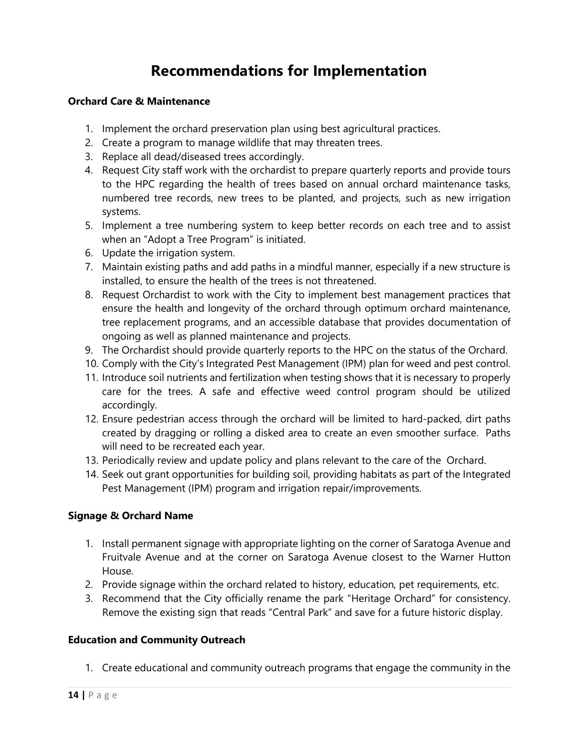# Recommendations for Implementation

**Orchard Care & Maintenance**

1. Implement the orchard preservation plan using best agricultural practices.
2. Create a program to manage wildlife that may threaten trees.
3. Replace all dead/diseased trees accordingly.
4. Request City staff work with the orchardist to prepare quarterly reports and provide tours to the HPC regarding the health of trees based on annual orchard maintenance tasks, numbered tree records, new trees to be planted, and projects, such as new irrigation systems.
5. Implement a tree numbering system to keep better records on each tree and to assist when an "Adopt a Tree Program" is initiated.
6. Update the irrigation system.
7. Maintain existing paths and add paths in a mindful manner, especially if a new structure is installed, to ensure the health of the trees is not threatened.
8. Request Orchardist to work with the City to implement best management practices that ensure the health and longevity of the orchard through optimum orchard maintenance, tree replacement programs, and an accessible database that provides documentation of ongoing as well as planned maintenance and projects.
9. The Orchardist should provide quarterly reports to the HPC on the status of the Orchard.
10. Comply with the City's Integrated Pest Management (IPM) plan for weed and pest control.
11. Introduce soil nutrients and fertilization when testing shows that it is necessary to properly care for the trees. A safe and effective weed control program should be utilized accordingly.
12. Ensure pedestrian access through the orchard will be limited to hard-packed, dirt paths created by dragging or rolling a disked area to create an even smoother surface. Paths will need to be recreated each year.
13. Periodically review and update policy and plans relevant to the care of the Orchard.
14. Seek out grant opportunities for building soil, providing habitats as part of the Integrated Pest Management (IPM) program and irrigation repair/improvements.

**Signage & Orchard Name**

1. Install permanent signage with appropriate lighting on the corner of Saratoga Avenue and Fruitvale Avenue and at the corner on Saratoga Avenue closest to the Warner Hutton House.
2. Provide signage within the orchard related to history, education, pet requirements, etc.
3. Recommend that the City officially rename the park "Heritage Orchard" for consistency. Remove the existing sign that reads "Central Park" and save for a future historic display.

**Education and Community Outreach**

1. Create educational and community outreach programs that engage the community in the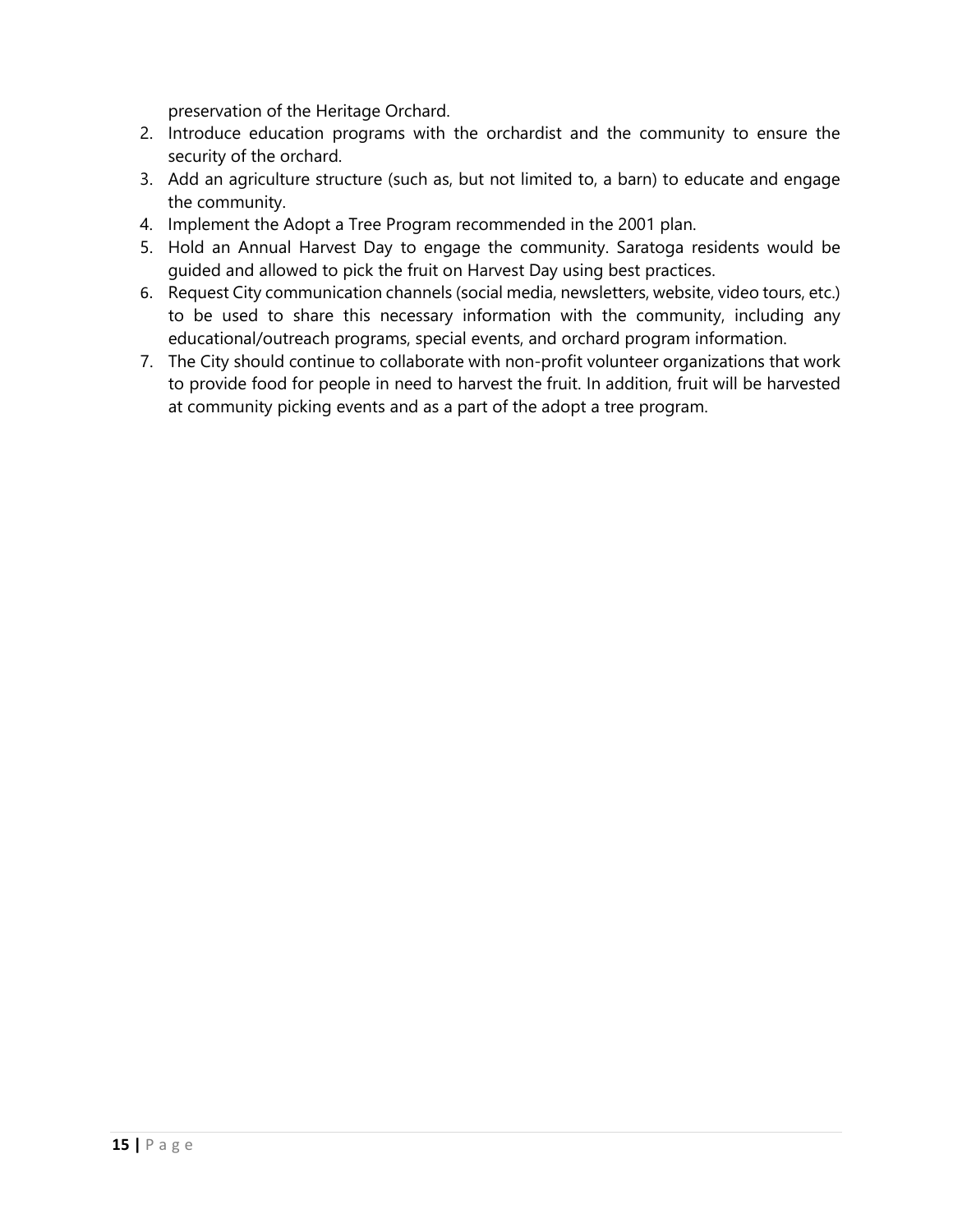preservation of the Heritage Orchard.

2. Introduce education programs with the orchardist and the community to ensure the security of the orchard.
3. Add an agriculture structure (such as, but not limited to, a barn) to educate and engage the community.
4. Implement the Adopt a Tree Program recommended in the 2001 plan.
5. Hold an Annual Harvest Day to engage the community. Saratoga residents would be guided and allowed to pick the fruit on Harvest Day using best practices.
6. Request City communication channels (social media, newsletters, website, video tours, etc.) to be used to share this necessary information with the community, including any educational/outreach programs, special events, and orchard program information.
7. The City should continue to collaborate with non-profit volunteer organizations that work to provide food for people in need to harvest the fruit. In addition, fruit will be harvested at community picking events and as a part of the adopt a tree program.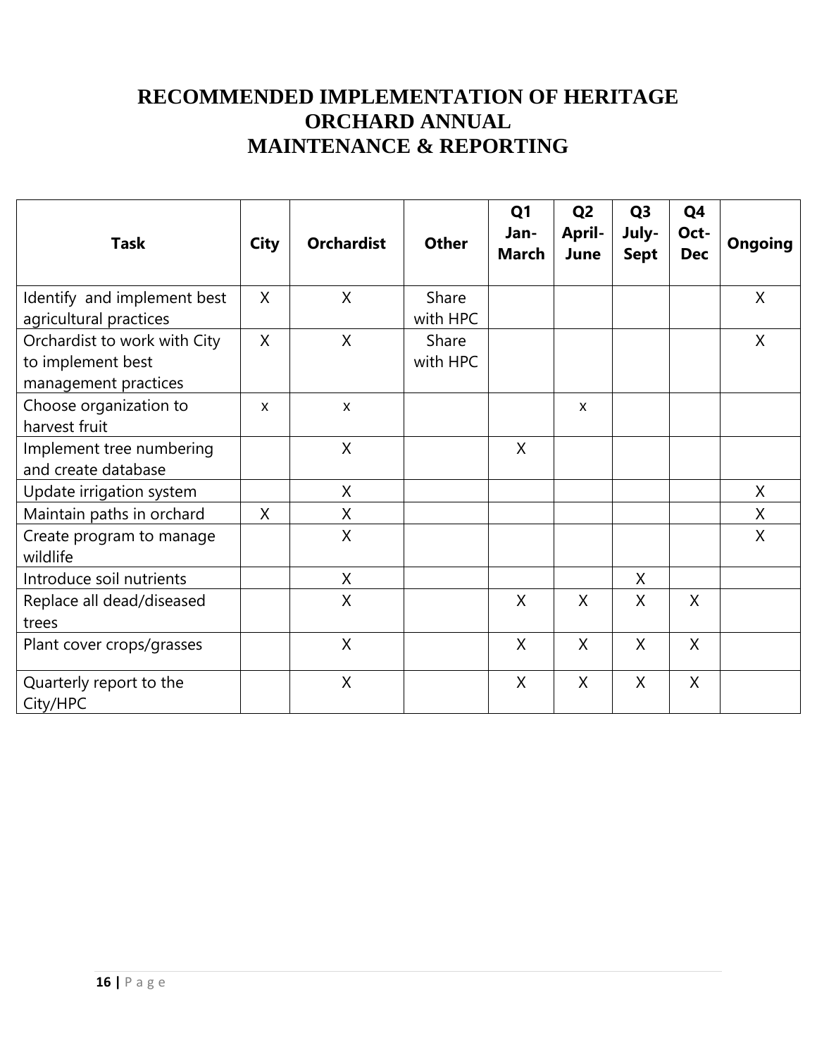# RECOMMENDED IMPLEMENTATION OF HERITAGE ORCHARD ANNUAL MAINTENANCE & REPORTING

| Task | City | Orchardist | Other | Q1 Jan-March | Q2 April-June | Q3 July-Sept | Q4 Oct-Dec | Ongoing |
|---|---|---|---|---|---|---|---|---|
| Identify and implement best agricultural practices | X | X | Share with HPC | | | | | X |
| Orchardist to work with City to implement best management practices | X | X | Share with HPC | | | | | X |
| Choose organization to harvest fruit | x | x | | | x | | | |
| Implement tree numbering and create database | | X | | X | | | | |
| Update irrigation system | | X | | | | | | X |
| Maintain paths in orchard | X | X | | | | | | X |
| Create program to manage wildlife | | X | | | | | | X |
| Introduce soil nutrients | | X | | | | X | | |
| Replace all dead/diseased trees | | X | | X | X | X | X | |
| Plant cover crops/grasses | | X | | X | X | X | X | |
| Quarterly report to the City/HPC | | X | | X | X | X | X | |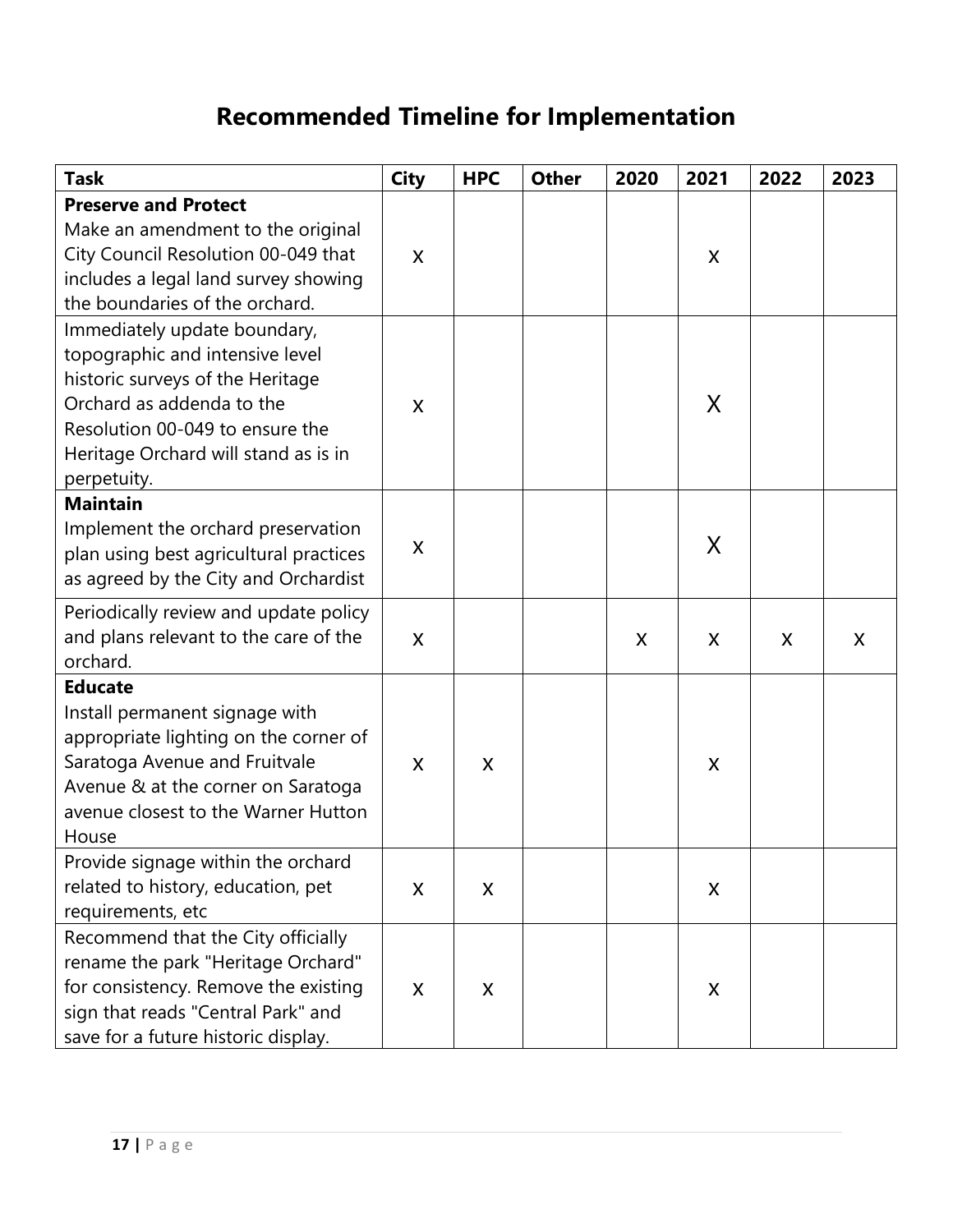# Recommended Timeline for Implementation

| Task | City | HPC | Other | 2020 | 2021 | 2022 | 2023 |
|---|---|---|---|---|---|---|---|
| **Preserve and Protect** Make an amendment to the original City Council Resolution 00-049 that includes a legal land survey showing the boundaries of the orchard. | x | | | | x | | |
| Immediately update boundary, topographic and intensive level historic surveys of the Heritage Orchard as addenda to the Resolution 00-049 to ensure the Heritage Orchard will stand as is in perpetuity. | x | | | | X | | |
| **Maintain** Implement the orchard preservation plan using best agricultural practices as agreed by the City and Orchardist | x | | | | X | | |
| Periodically review and update policy and plans relevant to the care of the orchard. | x | | | x | x | x | x |
| **Educate** Install permanent signage with appropriate lighting on the corner of Saratoga Avenue and Fruitvale Avenue & at the corner on Saratoga avenue closest to the Warner Hutton House | x | x | | | x | | |
| Provide signage within the orchard related to history, education, pet requirements, etc | x | x | | | x | | |
| Recommend that the City officially rename the park "Heritage Orchard" for consistency. Remove the existing sign that reads "Central Park" and save for a future historic display. | x | x | | | x | | |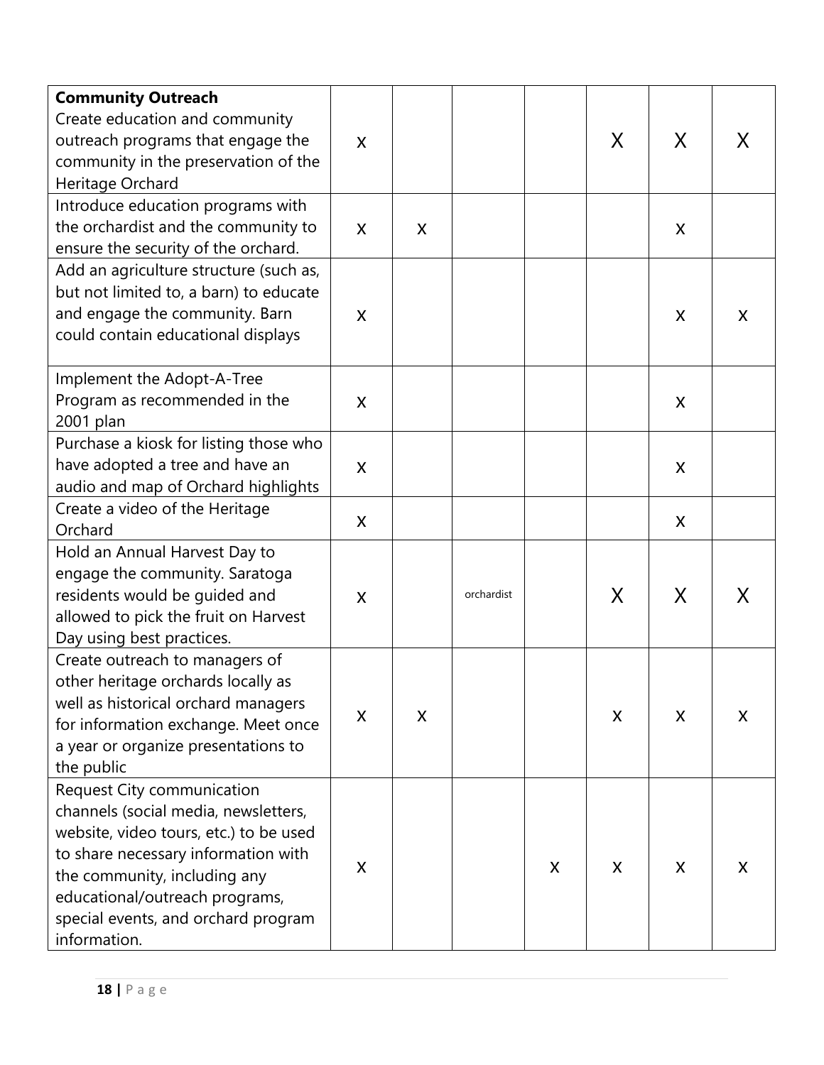| | | | | | | | |
|---|---|---|---|---|---|---|---|
| **Community Outreach**<br>Create education and community outreach programs that engage the community in the preservation of the Heritage Orchard | x | | | | X | X | X |
| Introduce education programs with the orchardist and the community to ensure the security of the orchard. | x | x | | | | x | |
| Add an agriculture structure (such as, but not limited to, a barn) to educate and engage the community. Barn could contain educational displays | x | | | | | x | x |
| Implement the Adopt-A-Tree Program as recommended in the 2001 plan | x | | | | | x | |
| Purchase a kiosk for listing those who have adopted a tree and have an audio and map of Orchard highlights | x | | | | | x | |
| Create a video of the Heritage Orchard | x | | | | | x | |
| Hold an Annual Harvest Day to engage the community. Saratoga residents would be guided and allowed to pick the fruit on Harvest Day using best practices. | x | | orchardist | | X | X | X |
| Create outreach to managers of other heritage orchards locally as well as historical orchard managers for information exchange. Meet once a year or organize presentations to the public | x | x | | | x | x | x |
| Request City communication channels (social media, newsletters, website, video tours, etc.) to be used to share necessary information with the community, including any educational/outreach programs, special events, and orchard program information. | x | | | x | x | x | x |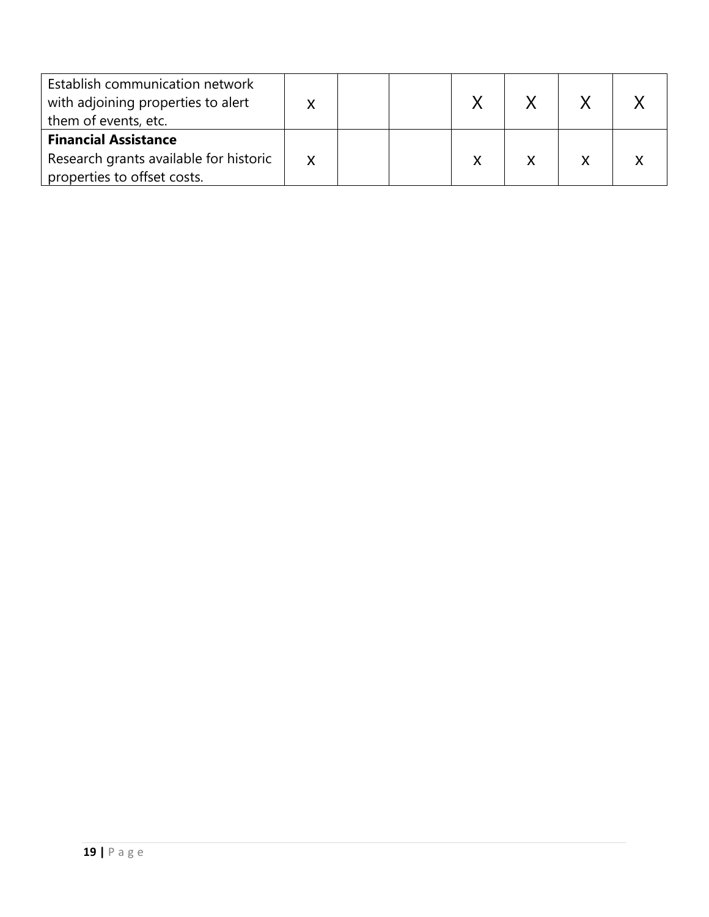| | | | | | | | |
|---|---|---|---|---|---|---|---|
| Establish communication network with adjoining properties to alert them of events, etc. | x | | | X | X | X | X |
| **Financial Assistance**<br>Research grants available for historic properties to offset costs. | x | | | x | x | x | x |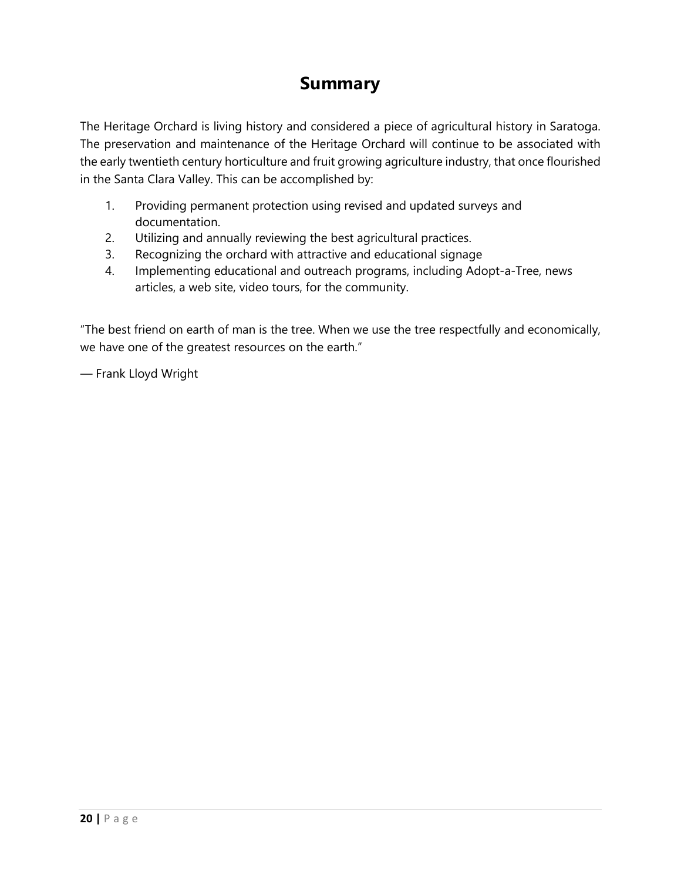# Summary

The Heritage Orchard is living history and considered a piece of agricultural history in Saratoga. The preservation and maintenance of the Heritage Orchard will continue to be associated with the early twentieth century horticulture and fruit growing agriculture industry, that once flourished in the Santa Clara Valley. This can be accomplished by:

1. Providing permanent protection using revised and updated surveys and documentation.
2. Utilizing and annually reviewing the best agricultural practices.
3. Recognizing the orchard with attractive and educational signage
4. Implementing educational and outreach programs, including Adopt-a-Tree, news articles, a web site, video tours, for the community.

"The best friend on earth of man is the tree. When we use the tree respectfully and economically, we have one of the greatest resources on the earth."

— Frank Lloyd Wright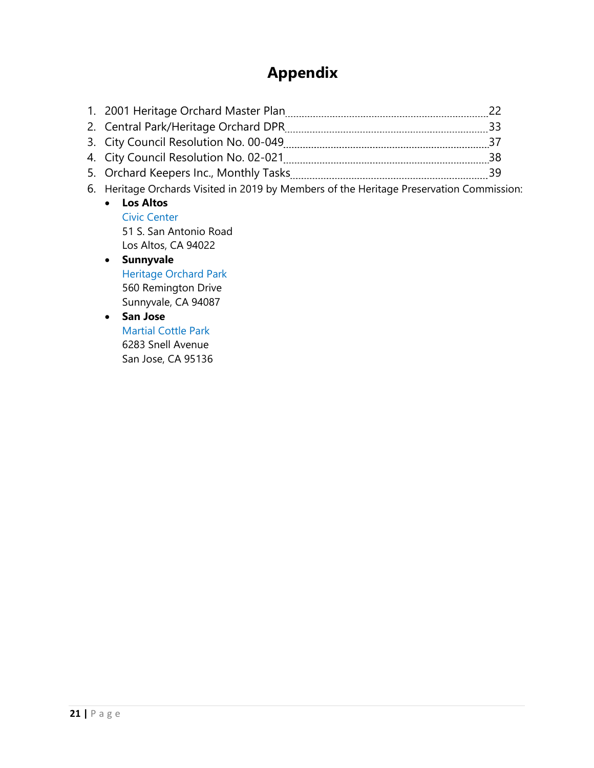# Appendix

1. 2001 Heritage Orchard Master Plan ........................................ 22
2. Central Park/Heritage Orchard DPR ........................................ 33
3. City Council Resolution No. 00-049 ........................................ 37
4. City Council Resolution No. 02-021 ........................................ 38
5. Orchard Keepers Inc., Monthly Tasks ........................................ 39
6. Heritage Orchards Visited in 2019 by Members of the Heritage Preservation Commission:
   - **Los Altos**  
     Civic Center  
     51 S. San Antonio Road  
     Los Altos, CA 94022
   - **Sunnyvale**  
     Heritage Orchard Park  
     560 Remington Drive  
     Sunnyvale, CA 94087
   - **San Jose**  
     Martial Cottle Park  
     6283 Snell Avenue  
     San Jose, CA 95136